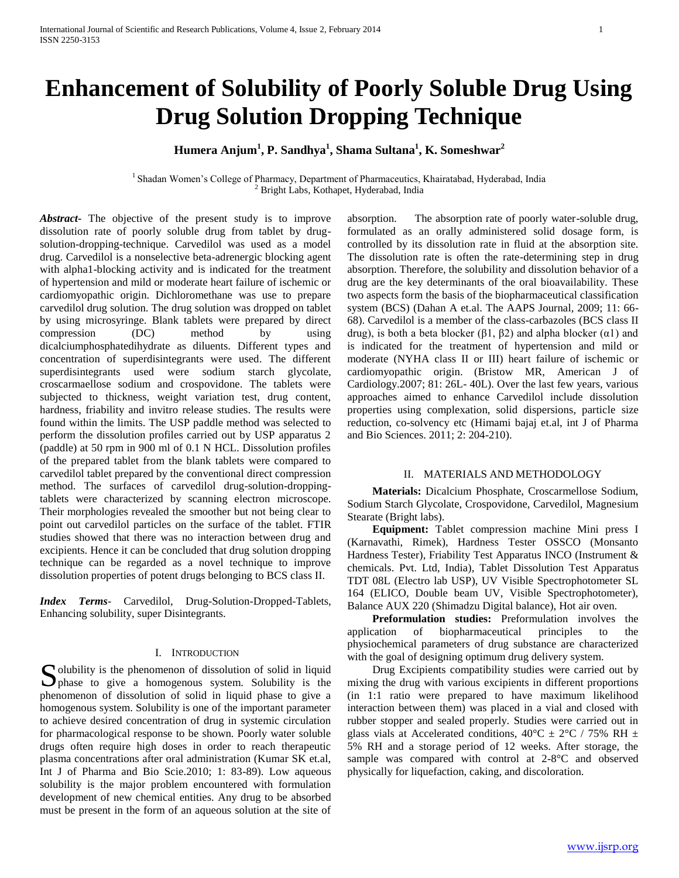# Enhancement of Solubility of Poorly Soluble Drug Using Drug Solution Dropping Technique

**Humera Anjum[1], P. Sandhya[1], Shama Sultana[1], K. Someshwar[2]**

[1] Shadan Women's College of Pharmacy, Department of Pharmaceutics, Khairatabad, Hyderabad, India
[2] Bright Labs, Kothapet, Hyderabad, India

***Abstract-*** The objective of the present study is to improve dissolution rate of poorly soluble drug from tablet by drug-solution-dropping-technique. Carvedilol was used as a model drug. Carvedilol is a nonselective beta-adrenergic blocking agent with alpha1-blocking activity and is indicated for the treatment of hypertension and mild or moderate heart failure of ischemic or cardiomyopathic origin. Dichloromethane was use to prepare carvedilol drug solution. The drug solution was dropped on tablet by using microsyringe. Blank tablets were prepared by direct compression (DC) method by using dicalciumphosphatedihydrate as diluents. Different types and concentration of superdisintegrants were used. The different superdisintegrants used were sodium starch glycolate, croscarmaellose sodium and crospovidone. The tablets were subjected to thickness, weight variation test, drug content, hardness, friability and invitro release studies. The results were found within the limits. The USP paddle method was selected to perform the dissolution profiles carried out by USP apparatus 2 (paddle) at 50 rpm in 900 ml of 0.1 N HCL. Dissolution profiles of the prepared tablet from the blank tablets were compared to carvedilol tablet prepared by the conventional direct compression method. The surfaces of carvedilol drug-solution-dropping-tablets were characterized by scanning electron microscope. Their morphologies revealed the smoother but not being clear to point out carvedilol particles on the surface of the tablet. FTIR studies showed that there was no interaction between drug and excipients. Hence it can be concluded that drug solution dropping technique can be regarded as a novel technique to improve dissolution properties of potent drugs belonging to BCS class II.

***Index Terms*-** Carvedilol, Drug-Solution-Dropped-Tablets, Enhancing solubility, super Disintegrants.

## I. Introduction

Solubility is the phenomenon of dissolution of solid in liquid phase to give a homogenous system. Solubility is the phenomenon of dissolution of solid in liquid phase to give a homogenous system. Solubility is one of the important parameter to achieve desired concentration of drug in systemic circulation for pharmacological response to be shown. Poorly water soluble drugs often require high doses in order to reach therapeutic plasma concentrations after oral administration (Kumar SK et.al, Int J of Pharma and Bio Scie.2010; 1: 83-89). Low aqueous solubility is the major problem encountered with formulation development of new chemical entities. Any drug to be absorbed must be present in the form of an aqueous solution at the site of absorption. The absorption rate of poorly water-soluble drug, formulated as an orally administered solid dosage form, is controlled by its dissolution rate in fluid at the absorption site. The dissolution rate is often the rate-determining step in drug absorption. Therefore, the solubility and dissolution behavior of a drug are the key determinants of the oral bioavailability. These two aspects form the basis of the biopharmaceutical classification system (BCS) (Dahan A et.al. The AAPS Journal, 2009; 11: 66-68). Carvedilol is a member of the class-carbazoles (BCS class II drug), is both a beta blocker (β1, β2) and alpha blocker (α1) and is indicated for the treatment of hypertension and mild or moderate (NYHA class II or III) heart failure of ischemic or cardiomyopathic origin. (Bristow MR, American J of Cardiology.2007; 81: 26L- 40L). Over the last few years, various approaches aimed to enhance Carvedilol include dissolution properties using complexation, solid dispersions, particle size reduction, co-solvency etc (Himami bajaj et.al, int J of Pharma and Bio Sciences. 2011; 2: 204-210).

## II. Materials and Methodology

**Materials:** Dicalcium Phosphate, Croscarmellose Sodium, Sodium Starch Glycolate, Crospovidone, Carvedilol, Magnesium Stearate (Bright labs).

**Equipment:** Tablet compression machine Mini press I (Karnavathi, Rimek), Hardness Tester OSSCO (Monsanto Hardness Tester), Friability Test Apparatus INCO (Instrument & chemicals. Pvt. Ltd, India), Tablet Dissolution Test Apparatus TDT 08L (Electro lab USP), UV Visible Spectrophotometer SL 164 (ELICO, Double beam UV, Visible Spectrophotometer), Balance AUX 220 (Shimadzu Digital balance), Hot air oven.

**Preformulation studies:** Preformulation involves the application of biopharmaceutical principles to the physiochemical parameters of drug substance are characterized with the goal of designing optimum drug delivery system.

Drug Excipients compatibility studies were carried out by mixing the drug with various excipients in different proportions (in 1:1 ratio were prepared to have maximum likelihood interaction between them) was placed in a vial and closed with rubber stopper and sealed properly. Studies were carried out in glass vials at Accelerated conditions, 40°C ± 2°C / 75% RH ± 5% RH and a storage period of 12 weeks. After storage, the sample was compared with control at 2-8°C and observed physically for liquefaction, caking, and discoloration.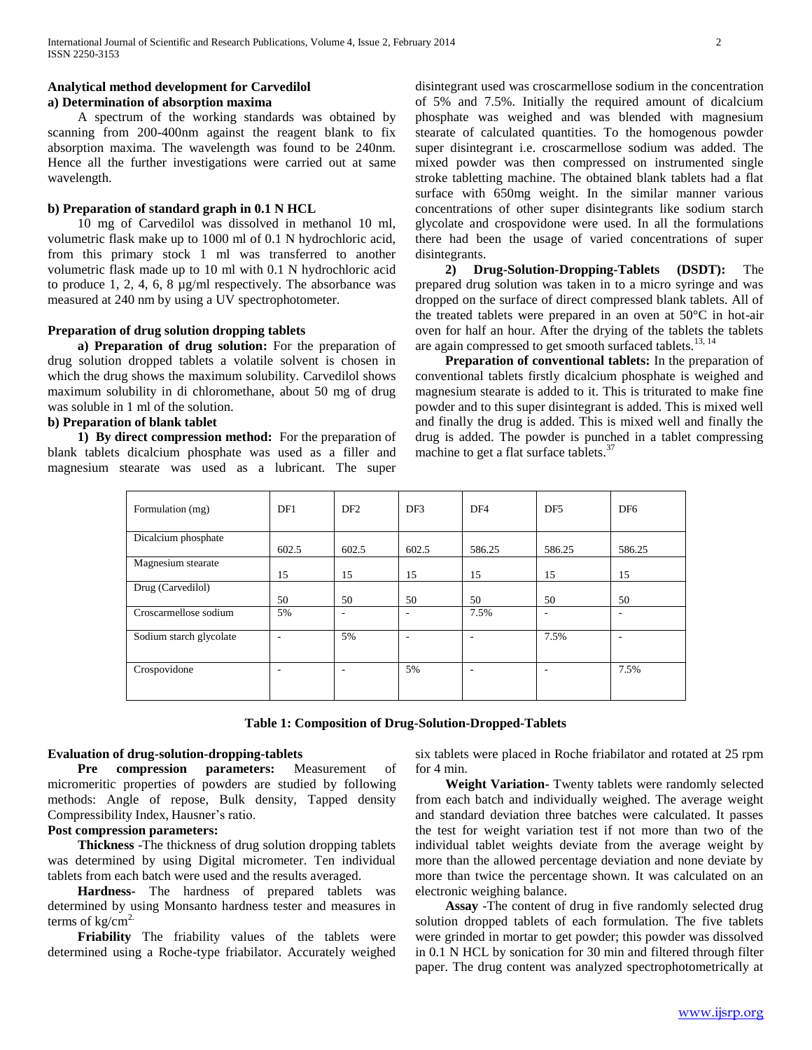### Analytical method development for Carvedilol

#### a) Determination of absorption maxima

A spectrum of the working standards was obtained by scanning from 200-400nm against the reagent blank to fix absorption maxima. The wavelength was found to be 240nm. Hence all the further investigations were carried out at same wavelength.

#### b) Preparation of standard graph in 0.1 N HCL

10 mg of Carvedilol was dissolved in methanol 10 ml, volumetric flask make up to 1000 ml of 0.1 N hydrochloric acid, from this primary stock 1 ml was transferred to another volumetric flask made up to 10 ml with 0.1 N hydrochloric acid to produce 1, 2, 4, 6, 8 µg/ml respectively. The absorbance was measured at 240 nm by using a UV spectrophotometer.

### Preparation of drug solution dropping tablets

**a) Preparation of drug solution:** For the preparation of drug solution dropped tablets a volatile solvent is chosen in which the drug shows the maximum solubility. Carvedilol shows maximum solubility in di chloromethane, about 50 mg of drug was soluble in 1 ml of the solution.

#### b) Preparation of blank tablet

**1) By direct compression method:** For the preparation of blank tablets dicalcium phosphate was used as a filler and magnesium stearate was used as a lubricant. The super disintegrant used was croscarmellose sodium in the concentration of 5% and 7.5%. Initially the required amount of dicalcium phosphate was weighed and was blended with magnesium stearate of calculated quantities. To the homogenous powder super disintegrant i.e. croscarmellose sodium was added. The mixed powder was then compressed on instrumented single stroke tabletting machine. The obtained blank tablets had a flat surface with 650mg weight. In the similar manner various concentrations of other super disintegrants like sodium starch glycolate and crospovidone were used. In all the formulations there had been the usage of varied concentrations of super disintegrants.

**2) Drug-Solution-Dropping-Tablets (DSDT):** The prepared drug solution was taken in to a micro syringe and was dropped on the surface of direct compressed blank tablets. All of the treated tablets were prepared in an oven at 50°C in hot-air oven for half an hour. After the drying of the tablets the tablets are again compressed to get smooth surfaced tablets.[13, 14]

**Preparation of conventional tablets:** In the preparation of conventional tablets firstly dicalcium phosphate is weighed and magnesium stearate is added to it. This is triturated to make fine powder and to this super disintegrant is added. This is mixed well and finally the drug is added. This is mixed well and finally the drug is added. The powder is punched in a tablet compressing machine to get a flat surface tablets.[37]

| Formulation (mg) | DF1 | DF2 | DF3 | DF4 | DF5 | DF6 |
|---|---|---|---|---|---|---|
| Dicalcium phosphate | 602.5 | 602.5 | 602.5 | 586.25 | 586.25 | 586.25 |
| Magnesium stearate | 15 | 15 | 15 | 15 | 15 | 15 |
| Drug (Carvedilol) | 50 | 50 | 50 | 50 | 50 | 50 |
| Croscarmellose sodium | 5% | - | - | 7.5% | - | - |
| Sodium starch glycolate | - | 5% | - | - | 7.5% | - |
| Crospovidone | - | - | 5% | - | - | 7.5% |

**Table 1: Composition of Drug-Solution-Dropped-Tablets**

### Evaluation of drug-solution-dropping-tablets

**Pre compression parameters:** Measurement of micromeritic properties of powders are studied by following methods: Angle of repose, Bulk density, Tapped density Compressibility Index, Hausner's ratio.

**Post compression parameters:**

**Thickness** -The thickness of drug solution dropping tablets was determined by using Digital micrometer. Ten individual tablets from each batch were used and the results averaged.

**Hardness-** The hardness of prepared tablets was determined by using Monsanto hardness tester and measures in terms of $kg/cm^2$.

**Friability** The friability values of the tablets were determined using a Roche-type friabilator. Accurately weighed six tablets were placed in Roche friabilator and rotated at 25 rpm for 4 min.

**Weight Variation-** Twenty tablets were randomly selected from each batch and individually weighed. The average weight and standard deviation three batches were calculated. It passes the test for weight variation test if not more than two of the individual tablet weights deviate from the average weight by more than the allowed percentage deviation and none deviate by more than twice the percentage shown. It was calculated on an electronic weighing balance.

**Assay** -The content of drug in five randomly selected drug solution dropped tablets of each formulation. The five tablets were grinded in mortar to get powder; this powder was dissolved in 0.1 N HCL by sonication for 30 min and filtered through filter paper. The drug content was analyzed spectrophotometrically at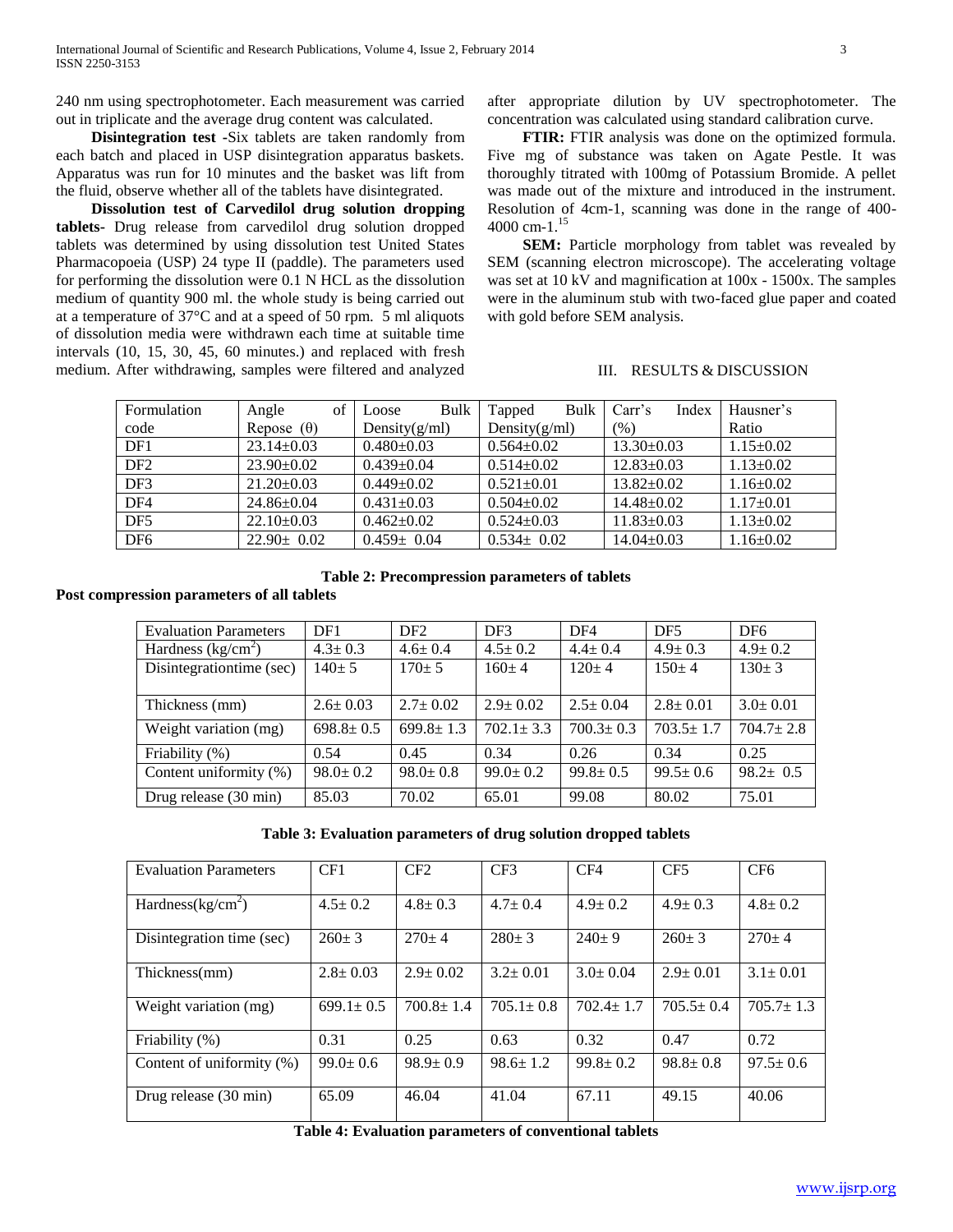240 nm using spectrophotometer. Each measurement was carried out in triplicate and the average drug content was calculated.

**Disintegration test -**Six tablets are taken randomly from each batch and placed in USP disintegration apparatus baskets. Apparatus was run for 10 minutes and the basket was lift from the fluid, observe whether all of the tablets have disintegrated.

**Dissolution test of Carvedilol drug solution dropping tablets-** Drug release from carvedilol drug solution dropped tablets was determined by using dissolution test United States Pharmacopoeia (USP) 24 type II (paddle). The parameters used for performing the dissolution were 0.1 N HCL as the dissolution medium of quantity 900 ml. the whole study is being carried out at a temperature of 37°C and at a speed of 50 rpm. 5 ml aliquots of dissolution media were withdrawn each time at suitable time intervals (10, 15, 30, 45, 60 minutes.) and replaced with fresh medium. After withdrawing, samples were filtered and analyzed after appropriate dilution by UV spectrophotometer. The concentration was calculated using standard calibration curve.

**FTIR:** FTIR analysis was done on the optimized formula. Five mg of substance was taken on Agate Pestle. It was thoroughly titrated with 100mg of Potassium Bromide. A pellet was made out of the mixture and introduced in the instrument. Resolution of 4cm-1, scanning was done in the range of 400-4000 cm-1.[15]

**SEM:** Particle morphology from tablet was revealed by SEM (scanning electron microscope). The accelerating voltage was set at 10 kV and magnification at 100x - 1500x. The samples were in the aluminum stub with two-faced glue paper and coated with gold before SEM analysis.

## III. RESULTS & DISCUSSION

| Formulation code | Angle of Repose (θ) | Loose Bulk Density(g/ml) | Tapped Bulk Density(g/ml) | Carr's Index (%) | Hausner's Ratio |
|---|---|---|---|---|---|
| DF1 | 23.14±0.03 | 0.480±0.03 | 0.564±0.02 | 13.30±0.03 | 1.15±0.02 |
| DF2 | 23.90±0.02 | 0.439±0.04 | 0.514±0.02 | 12.83±0.03 | 1.13±0.02 |
| DF3 | 21.20±0.03 | 0.449±0.02 | 0.521±0.01 | 13.82±0.02 | 1.16±0.02 |
| DF4 | 24.86±0.04 | 0.431±0.03 | 0.504±0.02 | 14.48±0.02 | 1.17±0.01 |
| DF5 | 22.10±0.03 | 0.462±0.02 | 0.524±0.03 | 11.83±0.03 | 1.13±0.02 |
| DF6 | 22.90± 0.02 | 0.459± 0.04 | 0.534± 0.02 | 14.04±0.03 | 1.16±0.02 |

**Table 2: Precompression parameters of tablets**

**Post compression parameters of all tablets**

| Evaluation Parameters | DF1 | DF2 | DF3 | DF4 | DF5 | DF6 |
|---|---|---|---|---|---|---|
| Hardness ($kg/cm^2$) | 4.3± 0.3 | 4.6± 0.4 | 4.5± 0.2 | 4.4± 0.4 | 4.9± 0.3 | 4.9± 0.2 |
| Disintegrationtime (sec) | 140± 5 | 170± 5 | 160± 4 | 120± 4 | 150± 4 | 130± 3 |
| Thickness (mm) | 2.6± 0.03 | 2.7± 0.02 | 2.9± 0.02 | 2.5± 0.04 | 2.8± 0.01 | 3.0± 0.01 |
| Weight variation (mg) | 698.8± 0.5 | 699.8± 1.3 | 702.1± 3.3 | 700.3± 0.3 | 703.5± 1.7 | 704.7± 2.8 |
| Friability (%) | 0.54 | 0.45 | 0.34 | 0.26 | 0.34 | 0.25 |
| Content uniformity (%) | 98.0± 0.2 | 98.0± 0.8 | 99.0± 0.2 | 99.8± 0.5 | 99.5± 0.6 | 98.2± 0.5 |
| Drug release (30 min) | 85.03 | 70.02 | 65.01 | 99.08 | 80.02 | 75.01 |

**Table 3: Evaluation parameters of drug solution dropped tablets**

| Evaluation Parameters | CF1 | CF2 | CF3 | CF4 | CF5 | CF6 |
|---|---|---|---|---|---|---|
| Hardness($kg/cm^2$) | 4.5± 0.2 | 4.8± 0.3 | 4.7± 0.4 | 4.9± 0.2 | 4.9± 0.3 | 4.8± 0.2 |
| Disintegration time (sec) | 260± 3 | 270± 4 | 280± 3 | 240± 9 | 260± 3 | 270± 4 |
| Thickness(mm) | 2.8± 0.03 | 2.9± 0.02 | 3.2± 0.01 | 3.0± 0.04 | 2.9± 0.01 | 3.1± 0.01 |
| Weight variation (mg) | 699.1± 0.5 | 700.8± 1.4 | 705.1± 0.8 | 702.4± 1.7 | 705.5± 0.4 | 705.7± 1.3 |
| Friability (%) | 0.31 | 0.25 | 0.63 | 0.32 | 0.47 | 0.72 |
| Content of uniformity (%) | 99.0± 0.6 | 98.9± 0.9 | 98.6± 1.2 | 99.8± 0.2 | 98.8± 0.8 | 97.5± 0.6 |
| Drug release (30 min) | 65.09 | 46.04 | 41.04 | 67.11 | 49.15 | 40.06 |

**Table 4: Evaluation parameters of conventional tablets**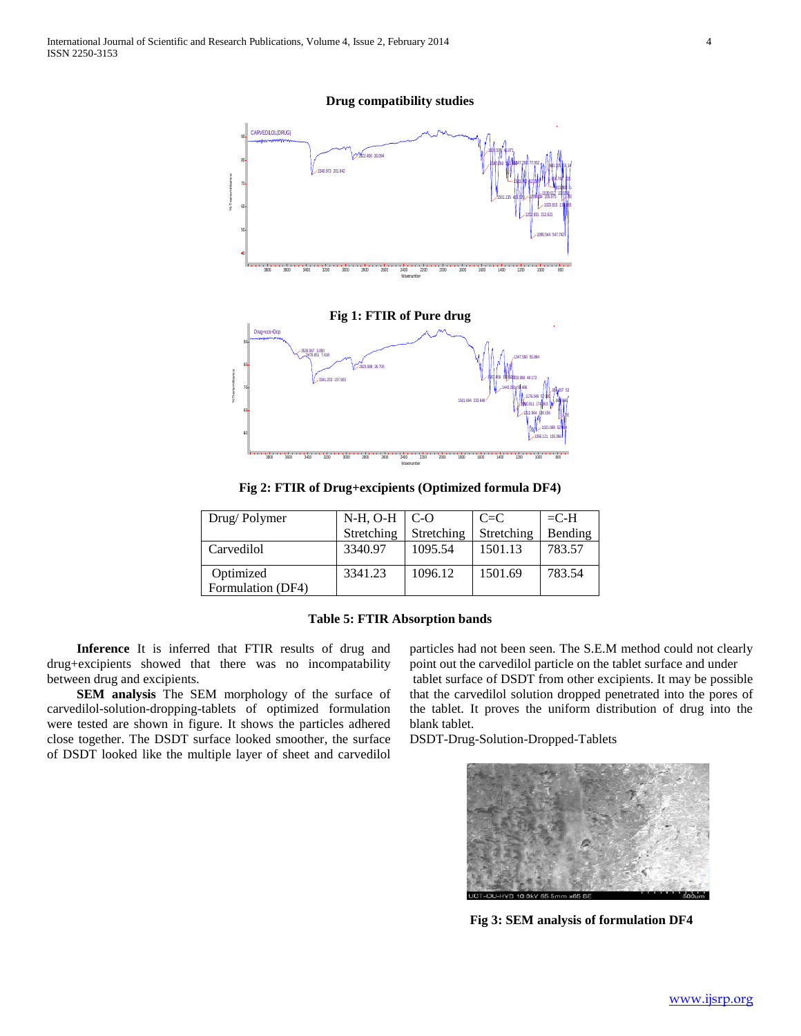**Drug compatibility studies**

**Fig 1: FTIR of Pure drug**

**Fig 2: FTIR of Drug+excipients (Optimized formula DF4)**

| Drug/ Polymer | N-H, O-H Stretching | C-O Stretching | C=C Stretching | =C-H Bending |
|---|---|---|---|---|
| Carvedilol | 3340.97 | 1095.54 | 1501.13 | 783.57 |
| Optimized Formulation (DF4) | 3341.23 | 1096.12 | 1501.69 | 783.54 |

**Table 5: FTIR Absorption bands**

**Inference** It is inferred that FTIR results of drug and drug+excipients showed that there was no incompatability between drug and excipients.

**SEM analysis** The SEM morphology of the surface of carvedilol-solution-dropping-tablets of optimized formulation were tested are shown in figure. It shows the particles adhered close together. The DSDT surface looked smoother, the surface of DSDT looked like the multiple layer of sheet and carvedilol particles had not been seen. The S.E.M method could not clearly point out the carvedilol particle on the tablet surface and under tablet surface of DSDT from other excipients. It may be possible that the carvedilol solution dropped penetrated into the pores of the tablet. It proves the uniform distribution of drug into the blank tablet.

DSDT-Drug-Solution-Dropped-Tablets

**Fig 3: SEM analysis of formulation DF4**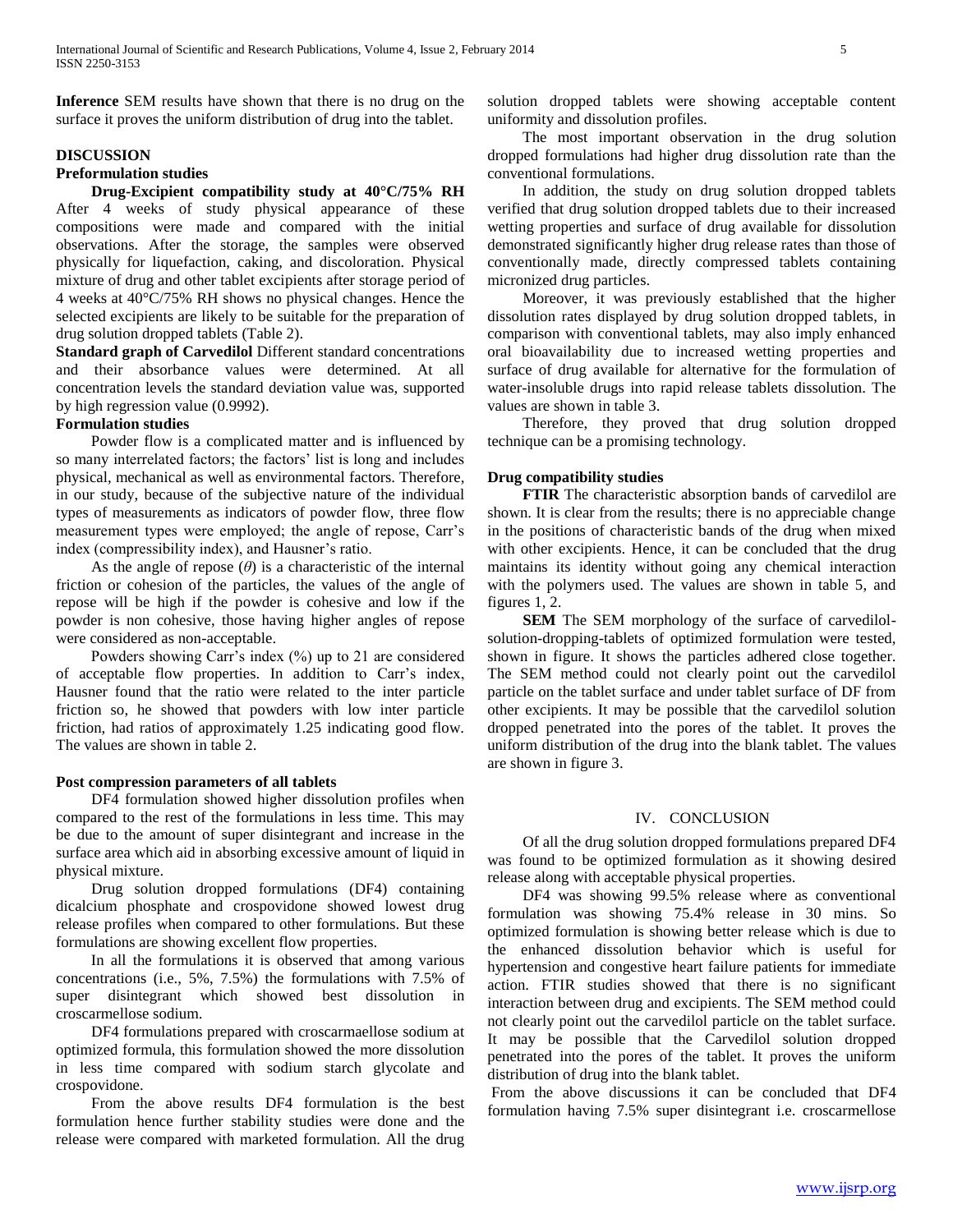**Inference** SEM results have shown that there is no drug on the surface it proves the uniform distribution of drug into the tablet.

## DISCUSSION

### Preformulation studies

**Drug-Excipient compatibility study at 40°C/75% RH** After 4 weeks of study physical appearance of these compositions were made and compared with the initial observations. After the storage, the samples were observed physically for liquefaction, caking, and discoloration. Physical mixture of drug and other tablet excipients after storage period of 4 weeks at 40°C/75% RH shows no physical changes. Hence the selected excipients are likely to be suitable for the preparation of drug solution dropped tablets (Table 2).

**Standard graph of Carvedilol** Different standard concentrations and their absorbance values were determined. At all concentration levels the standard deviation value was, supported by high regression value (0.9992).

### Formulation studies

Powder flow is a complicated matter and is influenced by so many interrelated factors; the factors' list is long and includes physical, mechanical as well as environmental factors. Therefore, in our study, because of the subjective nature of the individual types of measurements as indicators of powder flow, three flow measurement types were employed; the angle of repose, Carr's index (compressibility index), and Hausner's ratio.

As the angle of repose ($\theta$) is a characteristic of the internal friction or cohesion of the particles, the values of the angle of repose will be high if the powder is cohesive and low if the powder is non cohesive, those having higher angles of repose were considered as non-acceptable.

Powders showing Carr's index (%) up to 21 are considered of acceptable flow properties. In addition to Carr's index, Hausner found that the ratio were related to the inter particle friction so, he showed that powders with low inter particle friction, had ratios of approximately 1.25 indicating good flow. The values are shown in table 2.

### Post compression parameters of all tablets

DF4 formulation showed higher dissolution profiles when compared to the rest of the formulations in less time. This may be due to the amount of super disintegrant and increase in the surface area which aid in absorbing excessive amount of liquid in physical mixture.

Drug solution dropped formulations (DF4) containing dicalcium phosphate and crospovidone showed lowest drug release profiles when compared to other formulations. But these formulations are showing excellent flow properties.

In all the formulations it is observed that among various concentrations (i.e., 5%, 7.5%) the formulations with 7.5% of super disintegrant which showed best dissolution in croscarmellose sodium.

DF4 formulations prepared with croscarmaellose sodium at optimized formula, this formulation showed the more dissolution in less time compared with sodium starch glycolate and crospovidone.

From the above results DF4 formulation is the best formulation hence further stability studies were done and the release were compared with marketed formulation. All the drug solution dropped tablets were showing acceptable content uniformity and dissolution profiles.

The most important observation in the drug solution dropped formulations had higher drug dissolution rate than the conventional formulations.

In addition, the study on drug solution dropped tablets verified that drug solution dropped tablets due to their increased wetting properties and surface of drug available for dissolution demonstrated significantly higher drug release rates than those of conventionally made, directly compressed tablets containing micronized drug particles.

Moreover, it was previously established that the higher dissolution rates displayed by drug solution dropped tablets, in comparison with conventional tablets, may also imply enhanced oral bioavailability due to increased wetting properties and surface of drug available for alternative for the formulation of water-insoluble drugs into rapid release tablets dissolution. The values are shown in table 3.

Therefore, they proved that drug solution dropped technique can be a promising technology.

### Drug compatibility studies

**FTIR** The characteristic absorption bands of carvedilol are shown. It is clear from the results; there is no appreciable change in the positions of characteristic bands of the drug when mixed with other excipients. Hence, it can be concluded that the drug maintains its identity without going any chemical interaction with the polymers used. The values are shown in table 5, and figures 1, 2.

**SEM** The SEM morphology of the surface of carvedilol-solution-dropping-tablets of optimized formulation were tested, shown in figure. It shows the particles adhered close together. The SEM method could not clearly point out the carvedilol particle on the tablet surface and under tablet surface of DF from other excipients. It may be possible that the carvedilol solution dropped penetrated into the pores of the tablet. It proves the uniform distribution of the drug into the blank tablet. The values are shown in figure 3.

## IV. CONCLUSION

Of all the drug solution dropped formulations prepared DF4 was found to be optimized formulation as it showing desired release along with acceptable physical properties.

DF4 was showing 99.5% release where as conventional formulation was showing 75.4% release in 30 mins. So optimized formulation is showing better release which is due to the enhanced dissolution behavior which is useful for hypertension and congestive heart failure patients for immediate action. FTIR studies showed that there is no significant interaction between drug and excipients. The SEM method could not clearly point out the carvedilol particle on the tablet surface. It may be possible that the Carvedilol solution dropped penetrated into the pores of the tablet. It proves the uniform distribution of drug into the blank tablet.

From the above discussions it can be concluded that DF4 formulation having 7.5% super disintegrant i.e. croscarmellose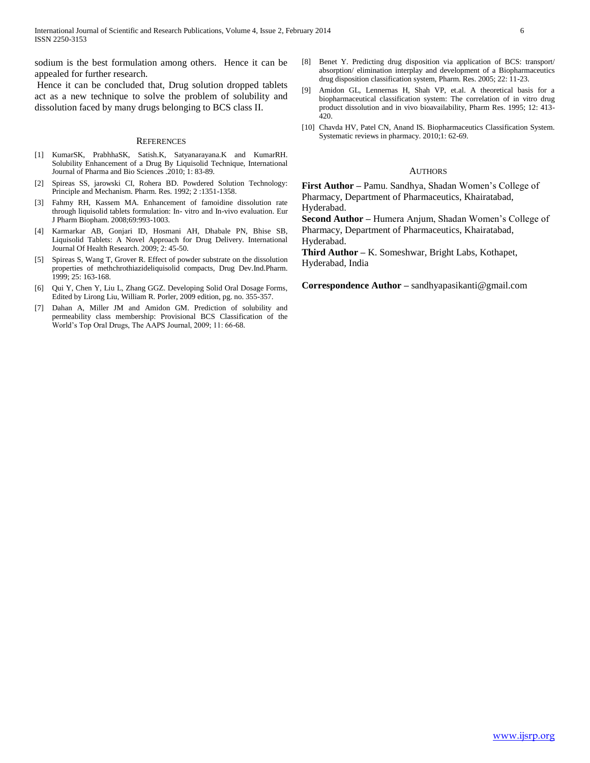sodium is the best formulation among others. Hence it can be appealed for further research.

Hence it can be concluded that, Drug solution dropped tablets act as a new technique to solve the problem of solubility and dissolution faced by many drugs belonging to BCS class II.

## References

[1] KumarSK, PrabhhaSK, Satish.K, Satyanarayana.K and KumarRH. Solubility Enhancement of a Drug By Liquisolid Technique, International Journal of Pharma and Bio Sciences .2010; 1: 83-89.

[2] Spireas SS, jarowski CI, Rohera BD. Powdered Solution Technology: Principle and Mechanism. Pharm. Res. 1992; 2 :1351-1358.

[3] Fahmy RH, Kassem MA. Enhancement of famoidine dissolution rate through liquisolid tablets formulation: In- vitro and In-vivo evaluation. Eur J Pharm Biopham. 2008;69:993-1003.

[4] Karmarkar AB, Gonjari ID, Hosmani AH, Dhabale PN, Bhise SB, Liquisolid Tablets: A Novel Approach for Drug Delivery. International Journal Of Health Research. 2009; 2: 45-50.

[5] Spireas S, Wang T, Grover R. Effect of powder substrate on the dissolution properties of methchrothiazideliquisolid compacts, Drug Dev.Ind.Pharm. 1999; 25: 163-168.

[6] Qui Y, Chen Y, Liu L, Zhang GGZ. Developing Solid Oral Dosage Forms, Edited by Lirong Liu, William R. Porler, 2009 edition, pg. no. 355-357.

[7] Dahan A, Miller JM and Amidon GM. Prediction of solubility and permeability class membership: Provisional BCS Classification of the World's Top Oral Drugs, The AAPS Journal, 2009; 11: 66-68.

[8] Benet Y. Predicting drug disposition via application of BCS: transport/ absorption/ elimination interplay and development of a Biopharmaceutics drug disposition classification system, Pharm. Res. 2005; 22: 11-23.

[9] Amidon GL, Lennernas H, Shah VP, et.al. A theoretical basis for a biopharmaceutical classification system: The correlation of in vitro drug product dissolution and in vivo bioavailability, Pharm Res. 1995; 12: 413-420.

[10] Chavda HV, Patel CN, Anand IS. Biopharmaceutics Classification System. Systematic reviews in pharmacy. 2010;1: 62-69.

## Authors

**First Author** – Pamu. Sandhya, Shadan Women's College of Pharmacy, Department of Pharmaceutics, Khairatabad, Hyderabad.

**Second Author** – Humera Anjum, Shadan Women's College of Pharmacy, Department of Pharmaceutics, Khairatabad, Hyderabad.

**Third Author** – K. Someshwar, Bright Labs, Kothapet, Hyderabad, India

**Correspondence Author** – sandhyapasikanti@gmail.com